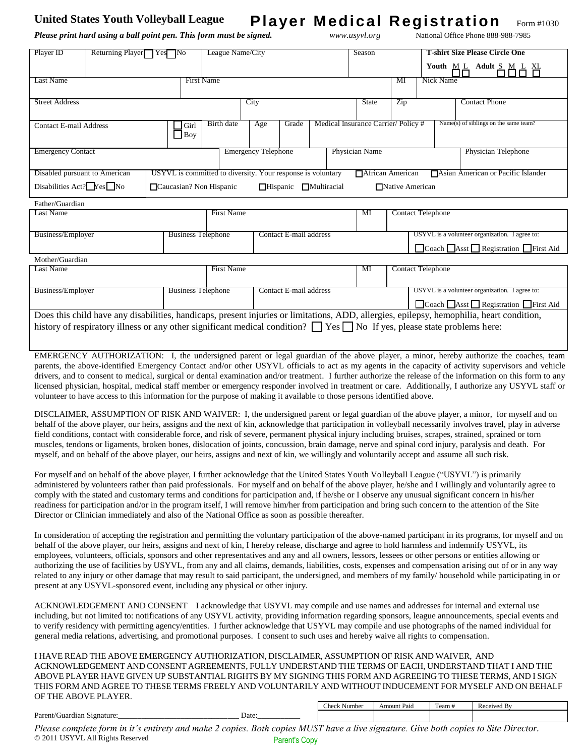**United States Youth Volleyball League** **Player Medical Registration** Form #1030

***Please print hard using a ball point pen. This form must be signed.*** *www.usyvl.org* National Office Phone 888-988-7985

| Player ID | Returning Player ☐ Yes ☐ No | League Name/City | Season | **T-shirt Size Please Circle One** **Youth** M L ☐☐ **Adult** S M L XL ☐☐☐☐ |
|---|---|---|---|---|
| | | | | |

| Last Name | First Name | MI | Nick Name |
|---|---|---|---|
| | | | |

| Street Address | City | State | Zip | Contact Phone |
|---|---|---|---|---|
| | | | | |

| Contact E-mail Address | ☐ Girl ☐ Boy | Birth date | Age | Grade | Medical Insurance Carrier/ Policy # | Name(s) of siblings on the same team? |
|---|---|---|---|---|---|---|
| | | | | | | |

| Emergency Contact | Emergency Telephone | Physician Name | Physician Telephone |
|---|---|---|---|
| | | | |

| Disabled pursuant to American Disabilities Act? ☐ Yes ☐ No | USYVL is committed to diversity. Your response is voluntary ☐ African American ☐ Asian American or Pacific Islander ☐ Caucasian? Non Hispanic ☐ Hispanic ☐ Multiracial ☐ Native American |
|---|---|

Father/Guardian

| Last Name | First Name | MI | Contact Telephone |
|---|---|---|---|
| | | | |

| Business/Employer | Business Telephone | Contact E-mail address | USYVL is a volunteer organization. I agree to: ☐ Coach ☐ Asst ☐ Registration ☐ First Aid |
|---|---|---|---|
| | | | |

Mother/Guardian

| Last Name | First Name | MI | Contact Telephone |
|---|---|---|---|
| | | | |

| Business/Employer | Business Telephone | Contact E-mail address | USYVL is a volunteer organization. I agree to: ☐ Coach ☐ Asst ☐ Registration ☐ First Aid |
|---|---|---|---|
| | | | |

Does this child have any disabilities, handicaps, present injuries or limitations, ADD, allergies, epilepsy, hemophilia, heart condition, history of respiratory illness or any other significant medical condition? ☐ Yes ☐ No If yes, please state problems here:

EMERGENCY AUTHORIZATION: I, the undersigned parent or legal guardian of the above player, a minor, hereby authorize the coaches, team parents, the above-identified Emergency Contact and/or other USYVL officials to act as my agents in the capacity of activity supervisors and vehicle drivers, and to consent to medical, surgical or dental examination and/or treatment. I further authorize the release of the information on this form to any licensed physician, hospital, medical staff member or emergency responder involved in treatment or care. Additionally, I authorize any USYVL staff or volunteer to have access to this information for the purpose of making it available to those persons identified above.

DISCLAIMER, ASSUMPTION OF RISK AND WAIVER: I, the undersigned parent or legal guardian of the above player, a minor, for myself and on behalf of the above player, our heirs, assigns and the next of kin, acknowledge that participation in volleyball necessarily involves travel, play in adverse field conditions, contact with considerable force, and risk of severe, permanent physical injury including bruises, scrapes, strained, sprained or torn muscles, tendons or ligaments, broken bones, dislocation of joints, concussion, brain damage, nerve and spinal cord injury, paralysis and death. For myself, and on behalf of the above player, our heirs, assigns and next of kin, we willingly and voluntarily accept and assume all such risk.

For myself and on behalf of the above player, I further acknowledge that the United States Youth Volleyball League ("USYVL") is primarily administered by volunteers rather than paid professionals. For myself and on behalf of the above player, he/she and I willingly and voluntarily agree to comply with the stated and customary terms and conditions for participation and, if he/she or I observe any unusual significant concern in his/her readiness for participation and/or in the program itself, I will remove him/her from participation and bring such concern to the attention of the Site Director or Clinician immediately and also of the National Office as soon as possible thereafter.

In consideration of accepting the registration and permitting the voluntary participation of the above-named participant in its programs, for myself and on behalf of the above player, our heirs, assigns and next of kin, I hereby release, discharge and agree to hold harmless and indemnify USYVL, its employees, volunteers, officials, sponsors and other representatives and any and all owners, lessors, lessees or other persons or entities allowing or authorizing the use of facilities by USYVL, from any and all claims, demands, liabilities, costs, expenses and compensation arising out of or in any way related to any injury or other damage that may result to said participant, the undersigned, and members of my family/ household while participating in or present at any USYVL-sponsored event, including any physical or other injury.

ACKNOWLEDGEMENT AND CONSENT I acknowledge that USYVL may compile and use names and addresses for internal and external use including, but not limited to: notifications of any USYVL activity, providing information regarding sponsors, league announcements, special events and to verify residency with permitting agency/entities. I further acknowledge that USYVL may compile and use photographs of the named individual for general media relations, advertising, and promotional purposes. I consent to such uses and hereby waive all rights to compensation.

I HAVE READ THE ABOVE EMERGENCY AUTHORIZATION, DISCLAIMER, ASSUMPTION OF RISK AND WAIVER, AND ACKNOWLEDGEMENT AND CONSENT AGREEMENTS, FULLY UNDERSTAND THE TERMS OF EACH, UNDERSTAND THAT I AND THE ABOVE PLAYER HAVE GIVEN UP SUBSTANTIAL RIGHTS BY MY SIGNING THIS FORM AND AGREEING TO THESE TERMS, AND I SIGN THIS FORM AND AGREE TO THESE TERMS FREELY AND VOLUNTARILY AND WITHOUT INDUCEMENT FOR MYSELF AND ON BEHALF OF THE ABOVE PLAYER.

Parent/Guardian Signature:______________________________ Date:___________

| Check Number | Amount Paid | Team # | Received By |
|---|---|---|---|
| | | | |

*Please complete form in it's entirety and make 2 copies. Both copies MUST have a live signature. Give both copies to Site Director.*

© 2011 USYVL All Rights Reserved

Parent's Copy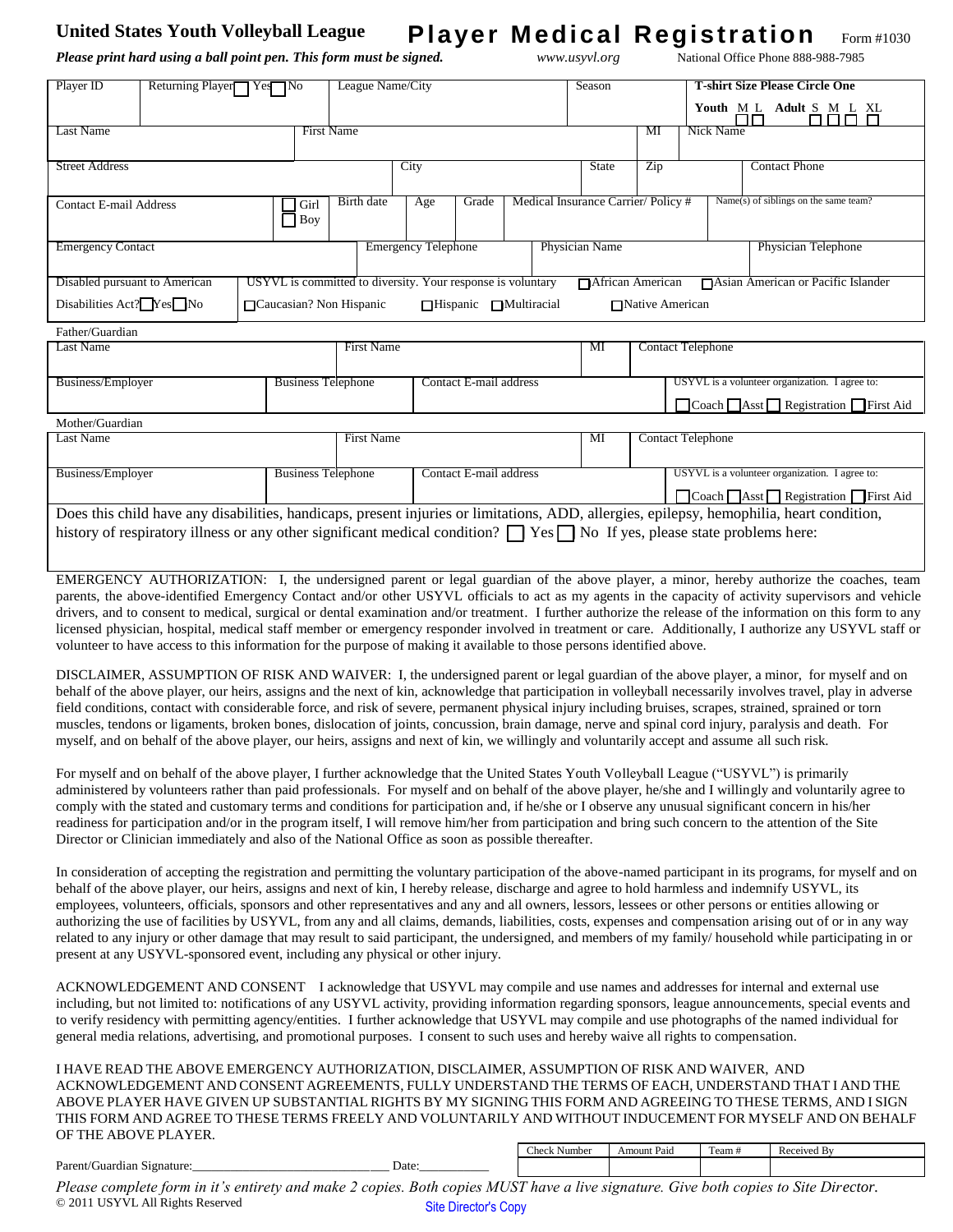**United States Youth Volleyball League** **Player Medical Registration** Form #1030

*Please print hard using a ball point pen. This form must be signed.* *www.usyvl.org* National Office Phone 888-988-7985

| Player ID | Returning Player ☐ Yes ☐ No | League Name/City | Season | T-shirt Size Please Circle One<br>**Youth** M L ☐☐ **Adult** S M L XL ☐☐☐☐ |
|---|---|---|---|---|

| Last Name | First Name | MI | Nick Name |
|---|---|---|---|

| Street Address | City | State | Zip | Contact Phone |
|---|---|---|---|---|

| Contact E-mail Address | ☐ Girl ☐ Boy | Birth date | Age | Grade | Medical Insurance Carrier/ Policy # | Name(s) of siblings on the same team? |
|---|---|---|---|---|---|---|

| Emergency Contact | Emergency Telephone | Physician Name | Physician Telephone |
|---|---|---|---|

| Disabled pursuant to American Disabilities Act? ☐Yes ☐No | USYVL is committed to diversity. Your response is voluntary ☐African American ☐Asian American or Pacific Islander ☐Caucasian? Non Hispanic ☐Hispanic ☐Multiracial ☐Native American |
|---|---|

Father/Guardian

| Last Name | First Name | MI | Contact Telephone |
|---|---|---|---|

| Business/Employer | Business Telephone | Contact E-mail address | USYVL is a volunteer organization. I agree to: ☐Coach ☐Asst ☐ Registration ☐First Aid |
|---|---|---|---|

Mother/Guardian

| Last Name | First Name | MI | Contact Telephone |
|---|---|---|---|

| Business/Employer | Business Telephone | Contact E-mail address | USYVL is a volunteer organization. I agree to: ☐Coach ☐Asst ☐ Registration ☐First Aid |
|---|---|---|---|

Does this child have any disabilities, handicaps, present injuries or limitations, ADD, allergies, epilepsy, hemophilia, heart condition, history of respiratory illness or any other significant medical condition? ☐ Yes ☐ No If yes, please state problems here:

EMERGENCY AUTHORIZATION: I, the undersigned parent or legal guardian of the above player, a minor, hereby authorize the coaches, team parents, the above-identified Emergency Contact and/or other USYVL officials to act as my agents in the capacity of activity supervisors and vehicle drivers, and to consent to medical, surgical or dental examination and/or treatment. I further authorize the release of the information on this form to any licensed physician, hospital, medical staff member or emergency responder involved in treatment or care. Additionally, I authorize any USYVL staff or volunteer to have access to this information for the purpose of making it available to those persons identified above.

DISCLAIMER, ASSUMPTION OF RISK AND WAIVER: I, the undersigned parent or legal guardian of the above player, a minor, for myself and on behalf of the above player, our heirs, assigns and the next of kin, acknowledge that participation in volleyball necessarily involves travel, play in adverse field conditions, contact with considerable force, and risk of severe, permanent physical injury including bruises, scrapes, strained, sprained or torn muscles, tendons or ligaments, broken bones, dislocation of joints, concussion, brain damage, nerve and spinal cord injury, paralysis and death. For myself, and on behalf of the above player, our heirs, assigns and next of kin, we willingly and voluntarily accept and assume all such risk.

For myself and on behalf of the above player, I further acknowledge that the United States Youth Volleyball League ("USYVL") is primarily administered by volunteers rather than paid professionals. For myself and on behalf of the above player, he/she and I willingly and voluntarily agree to comply with the stated and customary terms and conditions for participation and, if he/she or I observe any unusual significant concern in his/her readiness for participation and/or in the program itself, I will remove him/her from participation and bring such concern to the attention of the Site Director or Clinician immediately and also of the National Office as soon as possible thereafter.

In consideration of accepting the registration and permitting the voluntary participation of the above-named participant in its programs, for myself and on behalf of the above player, our heirs, assigns and next of kin, I hereby release, discharge and agree to hold harmless and indemnify USYVL, its employees, volunteers, officials, sponsors and other representatives and any and all owners, lessors, lessees or other persons or entities allowing or authorizing the use of facilities by USYVL, from any and all claims, demands, liabilities, costs, expenses and compensation arising out of or in any way related to any injury or other damage that may result to said participant, the undersigned, and members of my family/ household while participating in or present at any USYVL-sponsored event, including any physical or other injury.

ACKNOWLEDGEMENT AND CONSENT I acknowledge that USYVL may compile and use names and addresses for internal and external use including, but not limited to: notifications of any USYVL activity, providing information regarding sponsors, league announcements, special events and to verify residency with permitting agency/entities. I further acknowledge that USYVL may compile and use photographs of the named individual for general media relations, advertising, and promotional purposes. I consent to such uses and hereby waive all rights to compensation.

I HAVE READ THE ABOVE EMERGENCY AUTHORIZATION, DISCLAIMER, ASSUMPTION OF RISK AND WAIVER, AND ACKNOWLEDGEMENT AND CONSENT AGREEMENTS, FULLY UNDERSTAND THE TERMS OF EACH, UNDERSTAND THAT I AND THE ABOVE PLAYER HAVE GIVEN UP SUBSTANTIAL RIGHTS BY MY SIGNING THIS FORM AND AGREEING TO THESE TERMS, AND I SIGN THIS FORM AND AGREE TO THESE TERMS FREELY AND VOLUNTARILY AND WITHOUT INDUCEMENT FOR MYSELF AND ON BEHALF OF THE ABOVE PLAYER.

Parent/Guardian Signature:____________________________ Date:___________

| Check Number | Amount Paid | Team # | Received By |
|---|---|---|---|
| | | | |

*Please complete form in it's entirety and make 2 copies. Both copies MUST have a live signature. Give both copies to Site Director.*

© 2011 USYVL All Rights Reserved

Site Director's Copy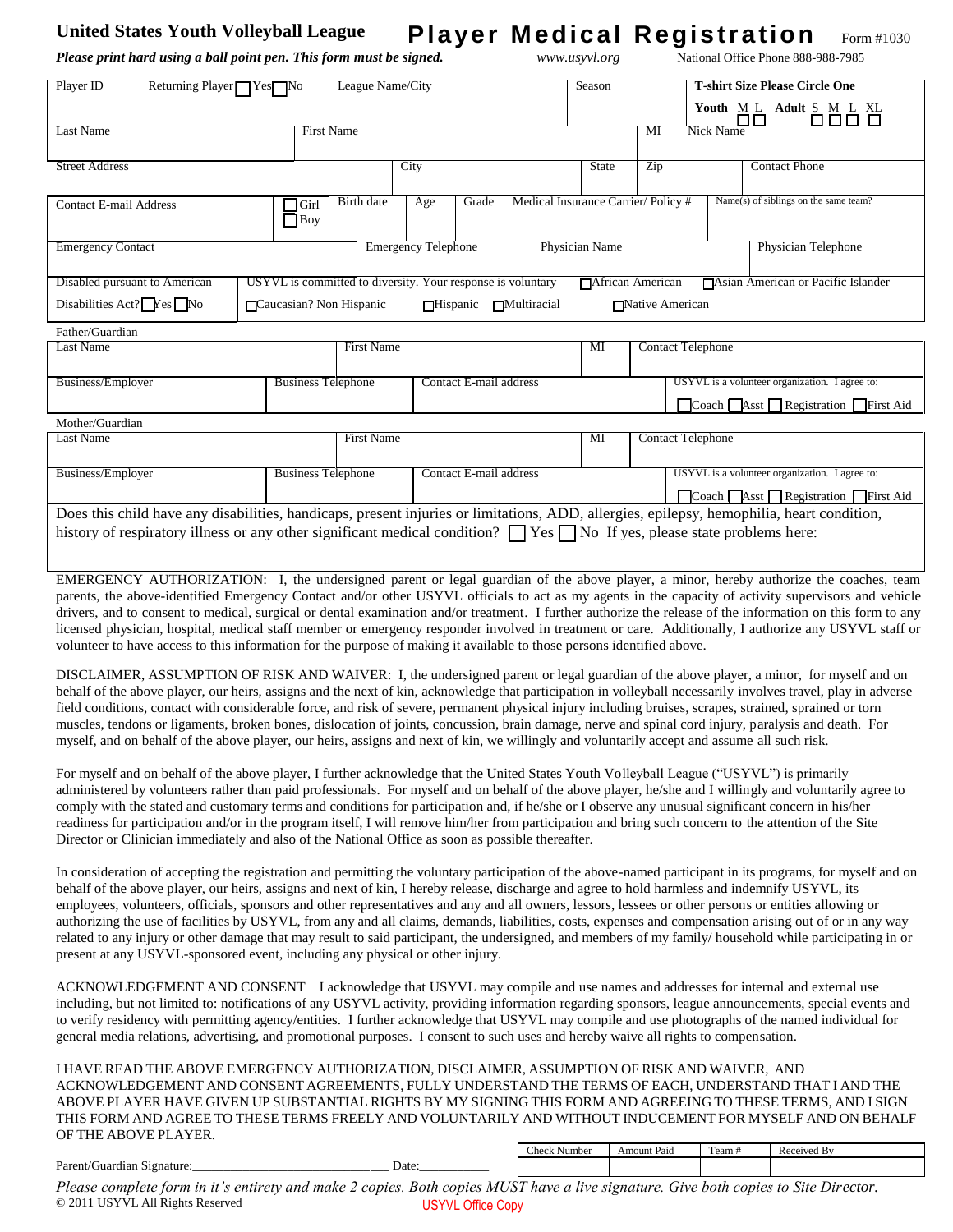**United States Youth Volleyball League** **Player Medical Registration** Form #1030

*Please print hard using a ball point pen. This form must be signed.* www.usyvl.org National Office Phone 888-988-7985

| | | | | | |
|---|---|---|---|---|---|
| Player ID | Returning Player ☐ Yes ☐ No | League Name/City | Season | | T-shirt Size Please Circle One<br>Youth M L Adult S M L XL |
| Last Name | First Name | | | MI | Nick Name |
| Street Address | City | State | Zip | | Contact Phone |
| Contact E-mail Address ☐ Girl ☐ Boy | Birth date | Age | Grade | Medical Insurance Carrier/ Policy # | Name(s) of siblings on the same team? |
| Emergency Contact | Emergency Telephone | Physician Name | | | Physician Telephone |

Disabled pursuant to American Disabilities Act? ☐ Yes ☐ No | USYVL is committed to diversity. Your response is voluntary ☐ African American ☐ Asian American or Pacific Islander ☐ Caucasian? Non Hispanic ☐ Hispanic ☐ Multiracial ☐ Native American

Father/Guardian

| | | | | |
|---|---|---|---|---|
| Last Name | First Name | | MI | Contact Telephone |
| Business/Employer | Business Telephone | Contact E-mail address | | USYVL is a volunteer organization. I agree to:<br>☐ Coach ☐ Asst ☐ Registration ☐ First Aid |

Mother/Guardian

| | | | | |
|---|---|---|---|---|
| Last Name | First Name | | MI | Contact Telephone |
| Business/Employer | Business Telephone | Contact E-mail address | | USYVL is a volunteer organization. I agree to:<br>☐ Coach ☐ Asst ☐ Registration ☐ First Aid |

Does this child have any disabilities, handicaps, present injuries or limitations, ADD, allergies, epilepsy, hemophilia, heart condition, history of respiratory illness or any other significant medical condition? ☐ Yes ☐ No If yes, please state problems here:

EMERGENCY AUTHORIZATION: I, the undersigned parent or legal guardian of the above player, a minor, hereby authorize the coaches, team parents, the above-identified Emergency Contact and/or other USYVL officials to act as my agents in the capacity of activity supervisors and vehicle drivers, and to consent to medical, surgical or dental examination and/or treatment. I further authorize the release of the information on this form to any licensed physician, hospital, medical staff member or emergency responder involved in treatment or care. Additionally, I authorize any USYVL staff or volunteer to have access to this information for the purpose of making it available to those persons identified above.

DISCLAIMER, ASSUMPTION OF RISK AND WAIVER: I, the undersigned parent or legal guardian of the above player, a minor, for myself and on behalf of the above player, our heirs, assigns and the next of kin, acknowledge that participation in volleyball necessarily involves travel, play in adverse field conditions, contact with considerable force, and risk of severe, permanent physical injury including bruises, scrapes, strained, sprained or torn muscles, tendons or ligaments, broken bones, dislocation of joints, concussion, brain damage, nerve and spinal cord injury, paralysis and death. For myself, and on behalf of the above player, our heirs, assigns and next of kin, we willingly and voluntarily accept and assume all such risk.

For myself and on behalf of the above player, I further acknowledge that the United States Youth Volleyball League ("USYVL") is primarily administered by volunteers rather than paid professionals. For myself and on behalf of the above player, he/she and I willingly and voluntarily agree to comply with the stated and customary terms and conditions for participation and, if he/she or I observe any unusual significant concern in his/her readiness for participation and/or in the program itself, I will remove him/her from participation and bring such concern to the attention of the Site Director or Clinician immediately and also of the National Office as soon as possible thereafter.

In consideration of accepting the registration and permitting the voluntary participation of the above-named participant in its programs, for myself and on behalf of the above player, our heirs, assigns and next of kin, I hereby release, discharge and agree to hold harmless and indemnify USYVL, its employees, volunteers, officials, sponsors and other representatives and any and all owners, lessors, lessees or other persons or entities allowing or authorizing the use of facilities by USYVL, from any and all claims, demands, liabilities, costs, expenses and compensation arising out of or in any way related to any injury or other damage that may result to said participant, the undersigned, and members of my family/ household while participating in or present at any USYVL-sponsored event, including any physical or other injury.

ACKNOWLEDGEMENT AND CONSENT I acknowledge that USYVL may compile and use names and addresses for internal and external use including, but not limited to: notifications of any USYVL activity, providing information regarding sponsors, league announcements, special events and to verify residency with permitting agency/entities. I further acknowledge that USYVL may compile and use photographs of the named individual for general media relations, advertising, and promotional purposes. I consent to such uses and hereby waive all rights to compensation.

I HAVE READ THE ABOVE EMERGENCY AUTHORIZATION, DISCLAIMER, ASSUMPTION OF RISK AND WAIVER, AND ACKNOWLEDGEMENT AND CONSENT AGREEMENTS, FULLY UNDERSTAND THE TERMS OF EACH, UNDERSTAND THAT I AND THE ABOVE PLAYER HAVE GIVEN UP SUBSTANTIAL RIGHTS BY MY SIGNING THIS FORM AND AGREEING TO THESE TERMS, AND I SIGN THIS FORM AND AGREE TO THESE TERMS FREELY AND VOLUNTARILY AND WITHOUT INDUCEMENT FOR MYSELF AND ON BEHALF OF THE ABOVE PLAYER.

Parent/Guardian Signature:_____________________________ Date:___________

| Check Number | Amount Paid | Team # | Received By |
|---|---|---|---|
| | | | |

*Please complete form in it's entirety and make 2 copies. Both copies MUST have a live signature. Give both copies to Site Director.*

© 2011 USYVL All Rights Reserved

USYVL Office Copy